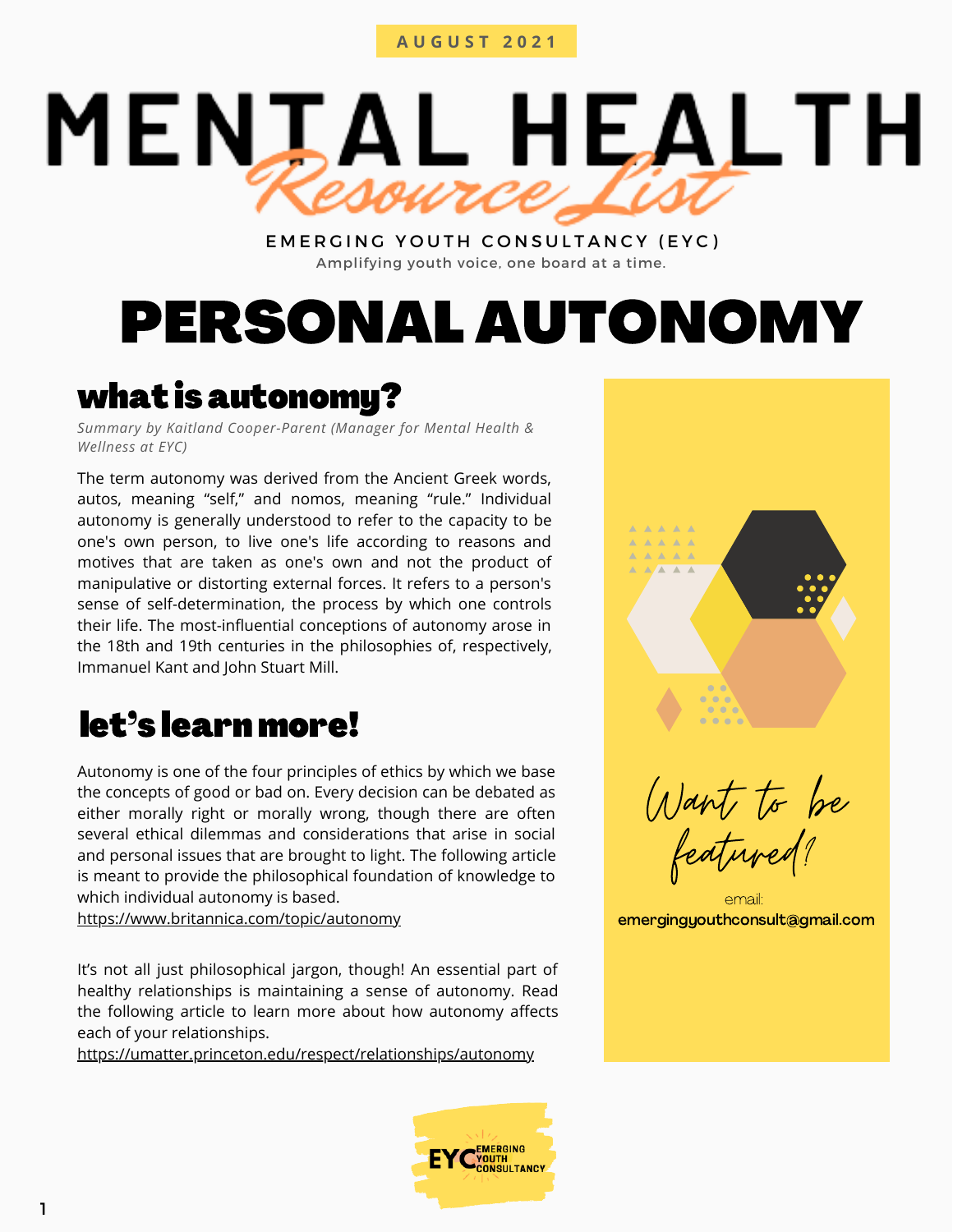AUGUST 2021

# MENTAL HEALTH *Resource List*

EMERGING YOUTH CONSULTANCY (EYC)

Amplifying youth voice, one board at a time.

# PERSONAL AUTONOMY

## what is autonomy?

*Summary by Kaitland Cooper-Parent (Manager for Mental Health & Wellness at EYC)*

The term autonomy was derived from the Ancient Greek words, autos, meaning "self," and nomos, meaning "rule." Individual autonomy is generally understood to refer to the capacity to be one's own person, to live one's life according to reasons and motives that are taken as one's own and not the product of manipulative or distorting external forces. It refers to a person's sense of self-determination, the process by which one controls their life. The most-influential conceptions of autonomy arose in the 18th and 19th centuries in the philosophies of, respectively, Immanuel Kant and John Stuart Mill.

## let's learn more!

Autonomy is one of the four principles of ethics by which we base the concepts of good or bad on. Every decision can be debated as either morally right or morally wrong, though there are often several ethical dilemmas and considerations that arise in social and personal issues that are brought to light. The following article is meant to provide the philosophical foundation of knowledge to which individual autonomy is based.
https://www.britannica.com/topic/autonomy

It's not all just philosophical jargon, though! An essential part of healthy relationships is maintaining a sense of autonomy. Read the following article to learn more about how autonomy affects each of your relationships.
https://umatter.princeton.edu/respect/relationships/autonomy

*Want to be featured?*

email:
emergingyouthconsult@gmail.com

EYC EMERGING YOUTH CONSULTANCY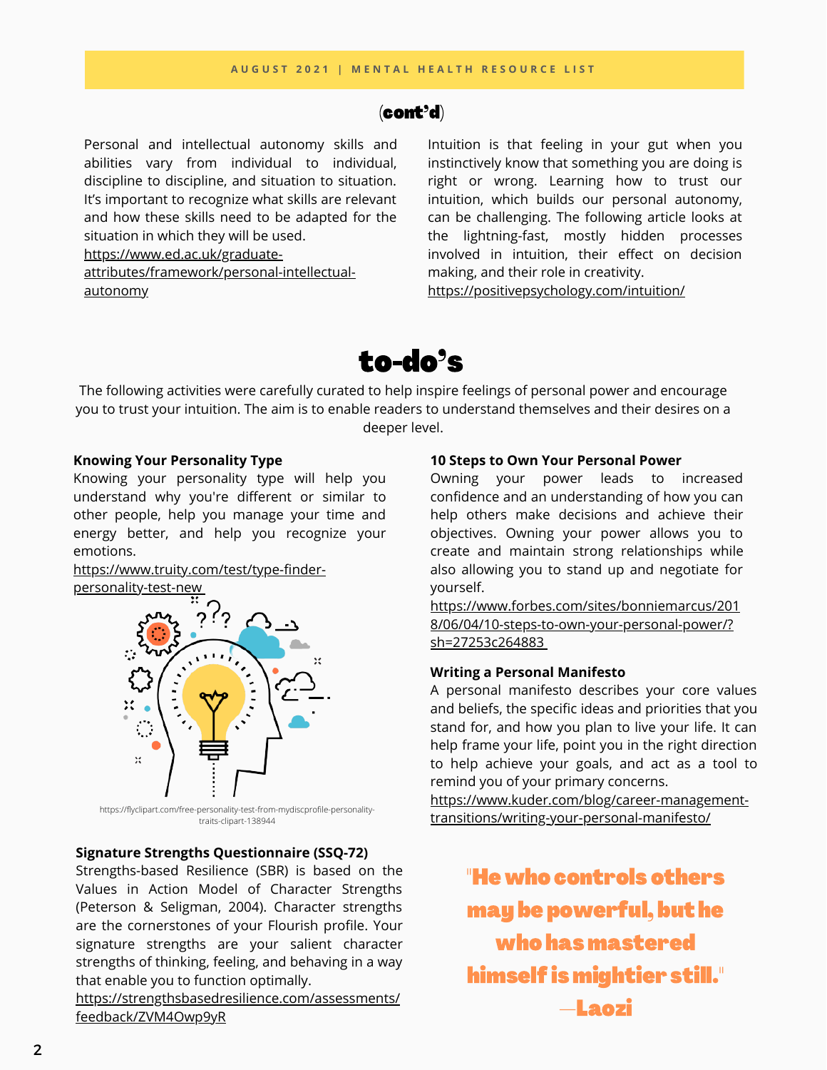(cont'd)

Personal and intellectual autonomy skills and abilities vary from individual to individual, discipline to discipline, and situation to situation. It's important to recognize what skills are relevant and how these skills need to be adapted for the situation in which they will be used.
https://www.ed.ac.uk/graduate-attributes/framework/personal-intellectual-autonomy

Intuition is that feeling in your gut when you instinctively know that something you are doing is right or wrong. Learning how to trust our intuition, which builds our personal autonomy, can be challenging. The following article looks at the lightning-fast, mostly hidden processes involved in intuition, their effect on decision making, and their role in creativity.
https://positivepsychology.com/intuition/

# to-do's

The following activities were carefully curated to help inspire feelings of personal power and encourage you to trust your intuition. The aim is to enable readers to understand themselves and their desires on a deeper level.

**Knowing Your Personality Type**
Knowing your personality type will help you understand why you're different or similar to other people, help you manage your time and energy better, and help you recognize your emotions.
https://www.truity.com/test/type-finder-personality-test-new

https://flyclipart.com/free-personality-test-from-mydiscprofile-personality-traits-clipart-138944

**Signature Strengths Questionnaire (SSQ-72)**
Strengths-based Resilience (SBR) is based on the Values in Action Model of Character Strengths (Peterson & Seligman, 2004). Character strengths are the cornerstones of your Flourish profile. Your signature strengths are your salient character strengths of thinking, feeling, and behaving in a way that enable you to function optimally.
https://strengthsbasedresilience.com/assessments/feedback/ZVM4Owp9yR

**10 Steps to Own Your Personal Power**
Owning your power leads to increased confidence and an understanding of how you can help others make decisions and achieve their objectives. Owning your power allows you to create and maintain strong relationships while also allowing you to stand up and negotiate for yourself.
https://www.forbes.com/sites/bonniemarcus/2018/06/04/10-steps-to-own-your-personal-power/?sh=27253c264883

**Writing a Personal Manifesto**
A personal manifesto describes your core values and beliefs, the specific ideas and priorities that you stand for, and how you plan to live your life. It can help frame your life, point you in the right direction to help achieve your goals, and act as a tool to remind you of your primary concerns.
https://www.kuder.com/blog/career-management-transitions/writing-your-personal-manifesto/

**"He who controls others may be powerful, but he who has mastered himself is mightier still."**
**—Laozi**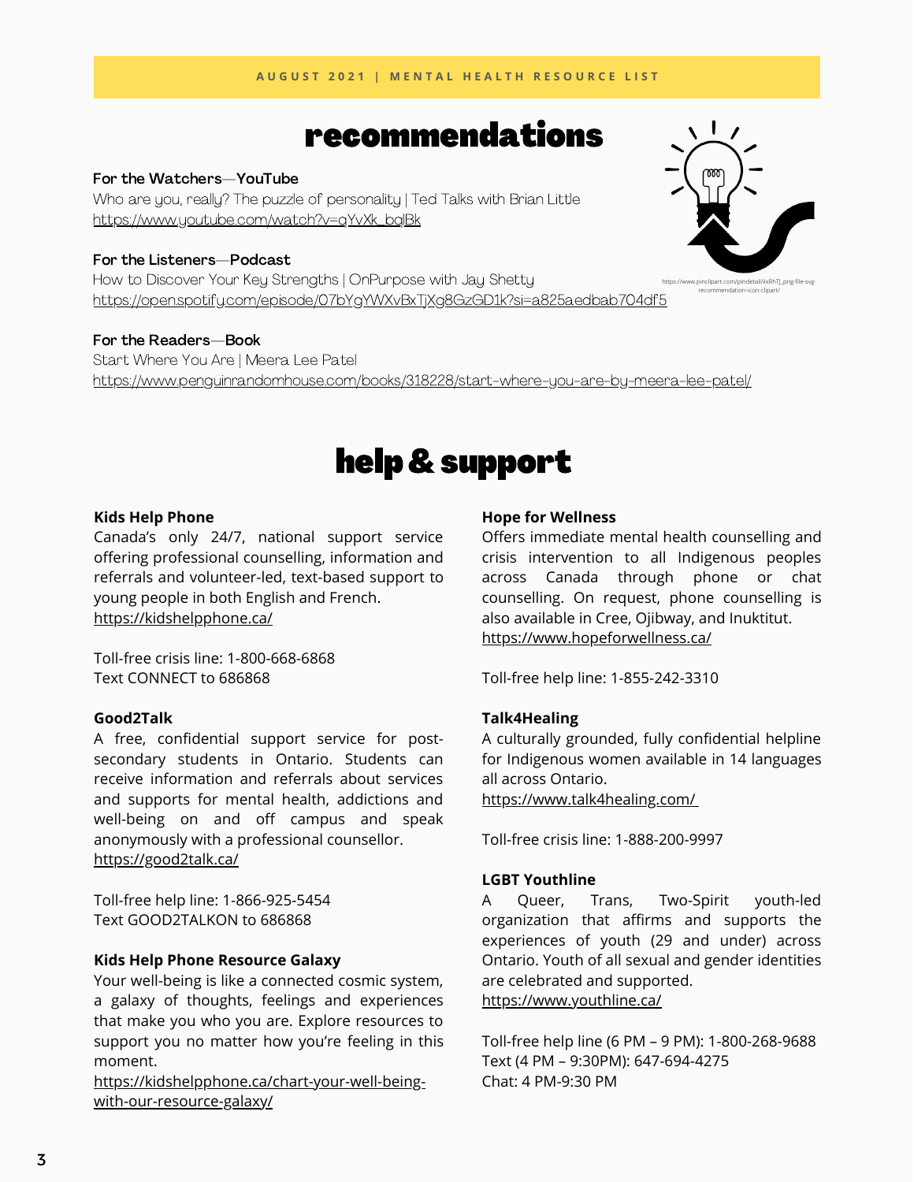## recommendations

**For the Watchers—YouTube**
Who are you, really? The puzzle of personality | Ted Talks with Brian Little
https://www.youtube.com/watch?v=qYvXk_bqlBk

**For the Listeners—Podcast**
How to Discover Your Key Strengths | OnPurpose with Jay Shetty
https://open.spotify.com/episode/07bYgYWXvBxTjXg8GzGD1k?si=a825aedbab704df5

https://www.pinclipart.com/pindetail/iixRhTJ_png-file-svg-recommendation-icon-clipart/

**For the Readers—Book**
Start Where You Are | Meera Lee Patel
https://www.penguinrandomhouse.com/books/318228/start-where-you-are-by-meera-lee-patel/

## help & support

**Kids Help Phone**
Canada's only 24/7, national support service offering professional counselling, information and referrals and volunteer-led, text-based support to young people in both English and French.
https://kidshelpphone.ca/

Toll-free crisis line: 1-800-668-6868
Text CONNECT to 686868

**Good2Talk**
A free, confidential support service for post-secondary students in Ontario. Students can receive information and referrals about services and supports for mental health, addictions and well-being on and off campus and speak anonymously with a professional counsellor.
https://good2talk.ca/

Toll-free help line: 1-866-925-5454
Text GOOD2TALKON to 686868

**Kids Help Phone Resource Galaxy**
Your well-being is like a connected cosmic system, a galaxy of thoughts, feelings and experiences that make you who you are. Explore resources to support you no matter how you're feeling in this moment.
https://kidshelpphone.ca/chart-your-well-being-with-our-resource-galaxy/

**Hope for Wellness**
Offers immediate mental health counselling and crisis intervention to all Indigenous peoples across Canada through phone or chat counselling. On request, phone counselling is also available in Cree, Ojibway, and Inuktitut.
https://www.hopeforwellness.ca/

Toll-free help line: 1-855-242-3310

**Talk4Healing**
A culturally grounded, fully confidential helpline for Indigenous women available in 14 languages all across Ontario.
https://www.talk4healing.com/

Toll-free crisis line: 1-888-200-9997

**LGBT Youthline**
A Queer, Trans, Two-Spirit youth-led organization that affirms and supports the experiences of youth (29 and under) across Ontario. Youth of all sexual and gender identities are celebrated and supported.
https://www.youthline.ca/

Toll-free help line (6 PM – 9 PM): 1-800-268-9688
Text (4 PM – 9:30PM): 647-694-4275
Chat: 4 PM-9:30 PM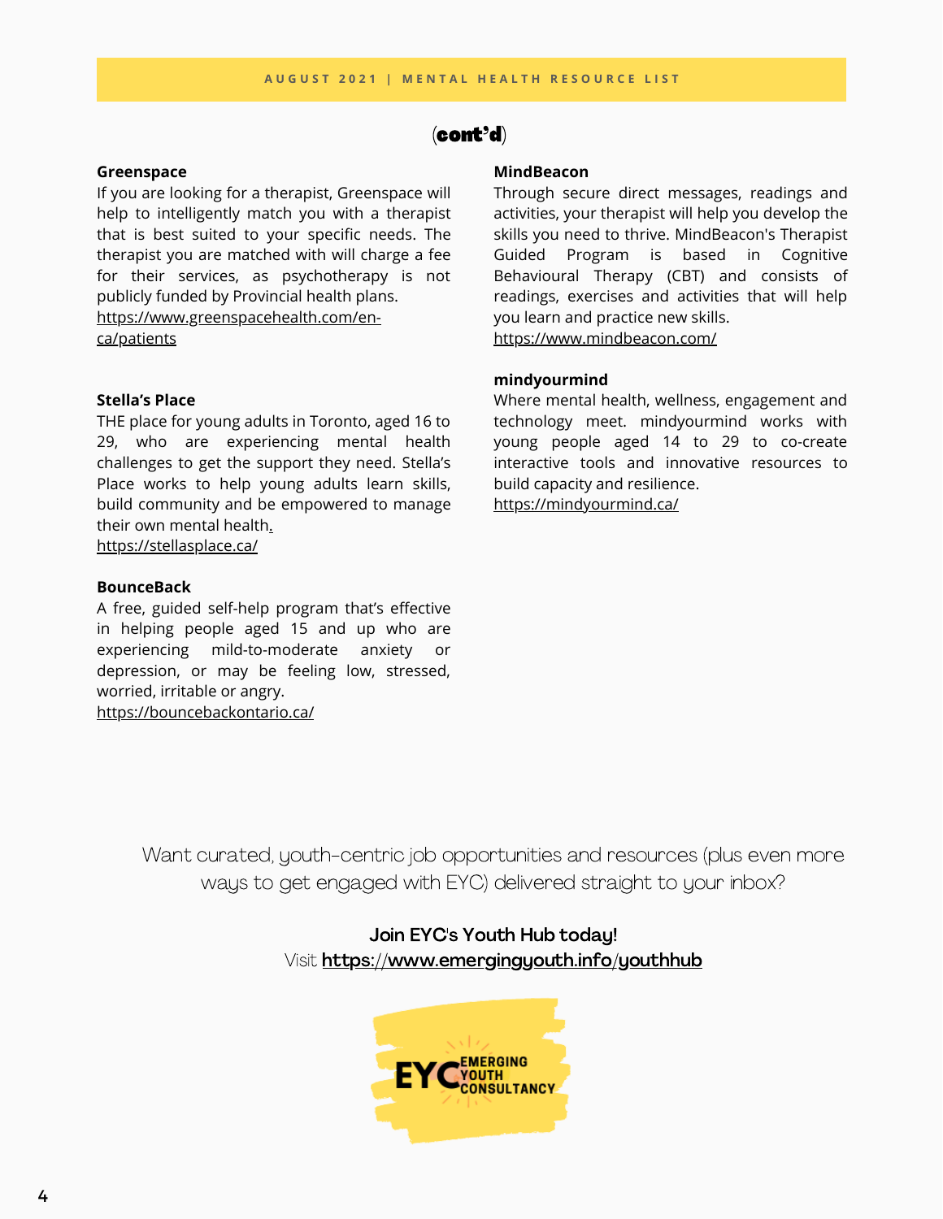(cont'd)

**Greenspace**

If you are looking for a therapist, Greenspace will help to intelligently match you with a therapist that is best suited to your specific needs. The therapist you are matched with will charge a fee for their services, as psychotherapy is not publicly funded by Provincial health plans.
https://www.greenspacehealth.com/en-ca/patients

**Stella's Place**

THE place for young adults in Toronto, aged 16 to 29, who are experiencing mental health challenges to get the support they need. Stella's Place works to help young adults learn skills, build community and be empowered to manage their own mental health.
https://stellasplace.ca/

**BounceBack**

A free, guided self-help program that's effective in helping people aged 15 and up who are experiencing mild-to-moderate anxiety or depression, or may be feeling low, stressed, worried, irritable or angry.
https://bouncebackontario.ca/

**MindBeacon**

Through secure direct messages, readings and activities, your therapist will help you develop the skills you need to thrive. MindBeacon's Therapist Guided Program is based in Cognitive Behavioural Therapy (CBT) and consists of readings, exercises and activities that will help you learn and practice new skills.
https://www.mindbeacon.com/

**mindyourmind**

Where mental health, wellness, engagement and technology meet. mindyourmind works with young people aged 14 to 29 to co-create interactive tools and innovative resources to build capacity and resilience.
https://mindyourmind.ca/

Want curated, youth-centric job opportunities and resources (plus even more ways to get engaged with EYC) delivered straight to your inbox?

**Join EYC's Youth Hub today!**
Visit **https://www.emergingyouth.info/youthhub**

EYC EMERGING YOUTH CONSULTANCY